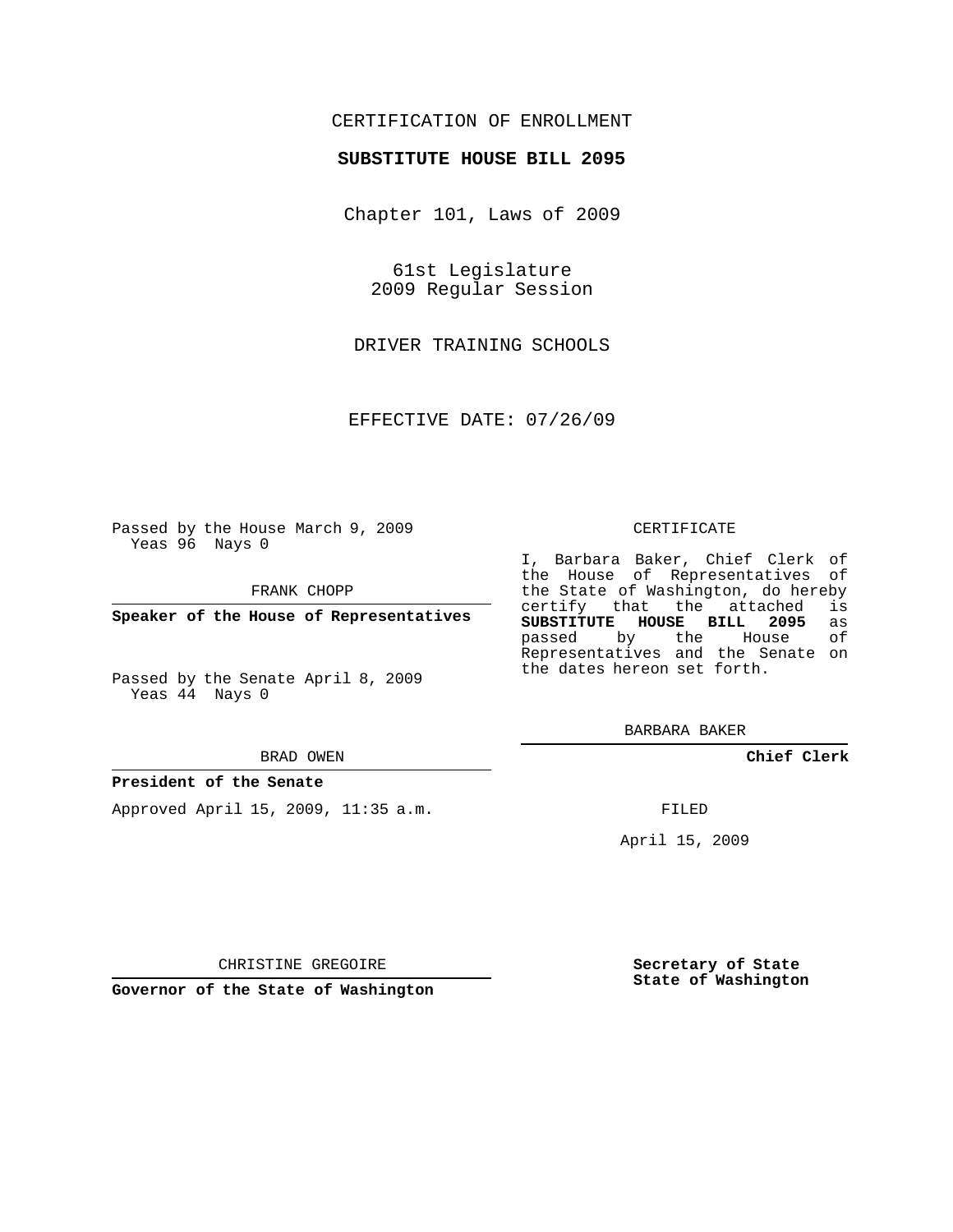CERTIFICATION OF ENROLLMENT

**SUBSTITUTE HOUSE BILL 2095**

Chapter 101, Laws of 2009

61st Legislature
2009 Regular Session

DRIVER TRAINING SCHOOLS

EFFECTIVE DATE: 07/26/09

Passed by the House March 9, 2009
Yeas 96 Nays 0

FRANK CHOPP

**Speaker of the House of Representatives**

Passed by the Senate April 8, 2009
Yeas 44 Nays 0

BRAD OWEN

**President of the Senate**

Approved April 15, 2009, 11:35 a.m.

CHRISTINE GREGOIRE

**Governor of the State of Washington**

CERTIFICATE

I, Barbara Baker, Chief Clerk of the House of Representatives of the State of Washington, do hereby certify that the attached is **SUBSTITUTE HOUSE BILL 2095** as passed by the House of Representatives and the Senate on the dates hereon set forth.

BARBARA BAKER

**Chief Clerk**

FILED

April 15, 2009

**Secretary of State**
**State of Washington**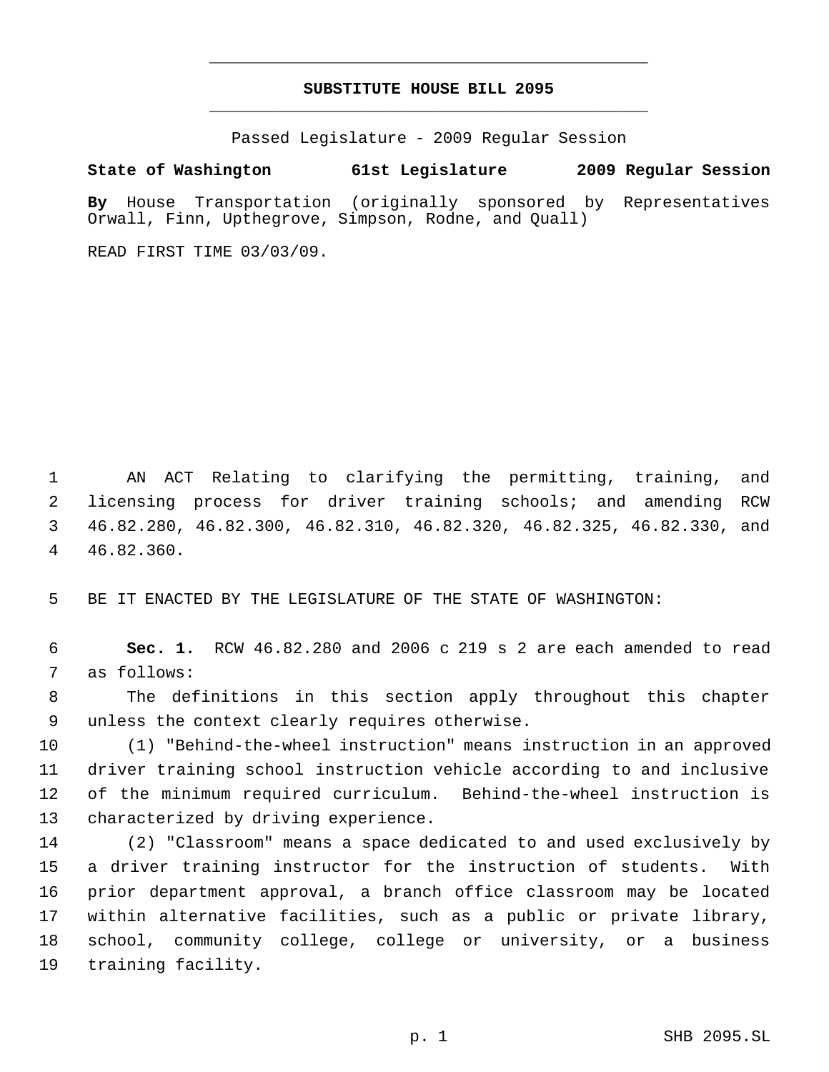# SUBSTITUTE HOUSE BILL 2095

Passed Legislature - 2009 Regular Session

**State of Washington 61st Legislature 2009 Regular Session**

**By** House Transportation (originally sponsored by Representatives Orwall, Finn, Upthegrove, Simpson, Rodne, and Quall)

READ FIRST TIME 03/03/09.

AN ACT Relating to clarifying the permitting, training, and licensing process for driver training schools; and amending RCW 46.82.280, 46.82.300, 46.82.310, 46.82.320, 46.82.325, 46.82.330, and 46.82.360.

BE IT ENACTED BY THE LEGISLATURE OF THE STATE OF WASHINGTON:

**Sec. 1.** RCW 46.82.280 and 2006 c 219 s 2 are each amended to read as follows:

The definitions in this section apply throughout this chapter unless the context clearly requires otherwise.

(1) "Behind-the-wheel instruction" means instruction in an approved driver training school instruction vehicle according to and inclusive of the minimum required curriculum. Behind-the-wheel instruction is characterized by driving experience.

(2) "Classroom" means a space dedicated to and used exclusively by a driver training instructor for the instruction of students. With prior department approval, a branch office classroom may be located within alternative facilities, such as a public or private library, school, community college, college or university, or a business training facility.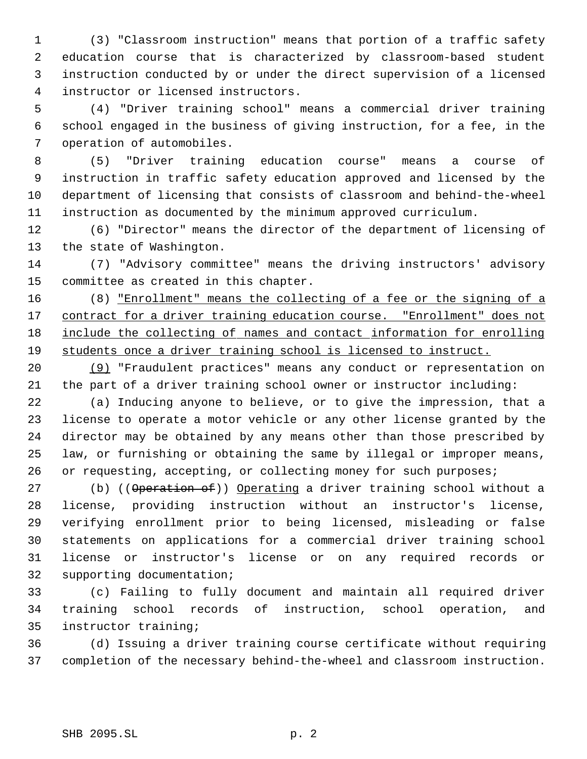(3) "Classroom instruction" means that portion of a traffic safety education course that is characterized by classroom-based student instruction conducted by or under the direct supervision of a licensed instructor or licensed instructors.

(4) "Driver training school" means a commercial driver training school engaged in the business of giving instruction, for a fee, in the operation of automobiles.

(5) "Driver training education course" means a course of instruction in traffic safety education approved and licensed by the department of licensing that consists of classroom and behind-the-wheel instruction as documented by the minimum approved curriculum.

(6) "Director" means the director of the department of licensing of the state of Washington.

(7) "Advisory committee" means the driving instructors' advisory committee as created in this chapter.

(8) <u>"Enrollment" means the collecting of a fee or the signing of a contract for a driver training education course. "Enrollment" does not include the collecting of names and contact information for enrolling students once a driver training school is licensed to instruct.</u>

<u>(9)</u> "Fraudulent practices" means any conduct or representation on the part of a driver training school owner or instructor including:

(a) Inducing anyone to believe, or to give the impression, that a license to operate a motor vehicle or any other license granted by the director may be obtained by any means other than those prescribed by law, or furnishing or obtaining the same by illegal or improper means, or requesting, accepting, or collecting money for such purposes;

(b) ((~~Operation of~~)) <u>Operating</u> a driver training school without a license, providing instruction without an instructor's license, verifying enrollment prior to being licensed, misleading or false statements on applications for a commercial driver training school license or instructor's license or on any required records or supporting documentation;

(c) Failing to fully document and maintain all required driver training school records of instruction, school operation, and instructor training;

(d) Issuing a driver training course certificate without requiring completion of the necessary behind-the-wheel and classroom instruction.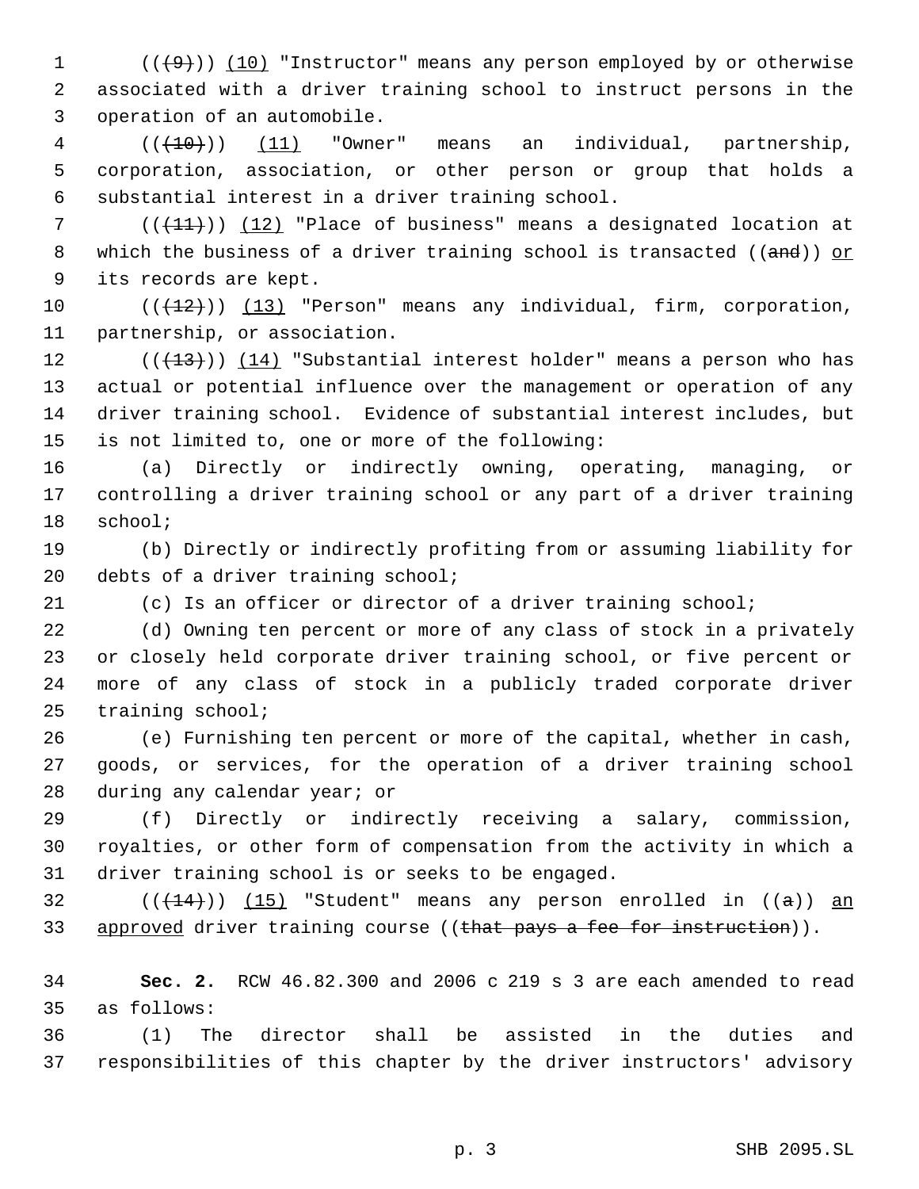(((9))) (10) "Instructor" means any person employed by or otherwise associated with a driver training school to instruct persons in the operation of an automobile.

(((10))) (11) "Owner" means an individual, partnership, corporation, association, or other person or group that holds a substantial interest in a driver training school.

(((11))) (12) "Place of business" means a designated location at which the business of a driver training school is transacted ((and)) or its records are kept.

(((12))) (13) "Person" means any individual, firm, corporation, partnership, or association.

(((13))) (14) "Substantial interest holder" means a person who has actual or potential influence over the management or operation of any driver training school. Evidence of substantial interest includes, but is not limited to, one or more of the following:

(a) Directly or indirectly owning, operating, managing, or controlling a driver training school or any part of a driver training school;

(b) Directly or indirectly profiting from or assuming liability for debts of a driver training school;

(c) Is an officer or director of a driver training school;

(d) Owning ten percent or more of any class of stock in a privately or closely held corporate driver training school, or five percent or more of any class of stock in a publicly traded corporate driver training school;

(e) Furnishing ten percent or more of the capital, whether in cash, goods, or services, for the operation of a driver training school during any calendar year; or

(f) Directly or indirectly receiving a salary, commission, royalties, or other form of compensation from the activity in which a driver training school is or seeks to be engaged.

(((14))) (15) "Student" means any person enrolled in ((a)) an approved driver training course ((that pays a fee for instruction)).

**Sec. 2.** RCW 46.82.300 and 2006 c 219 s 3 are each amended to read as follows:

(1) The director shall be assisted in the duties and responsibilities of this chapter by the driver instructors' advisory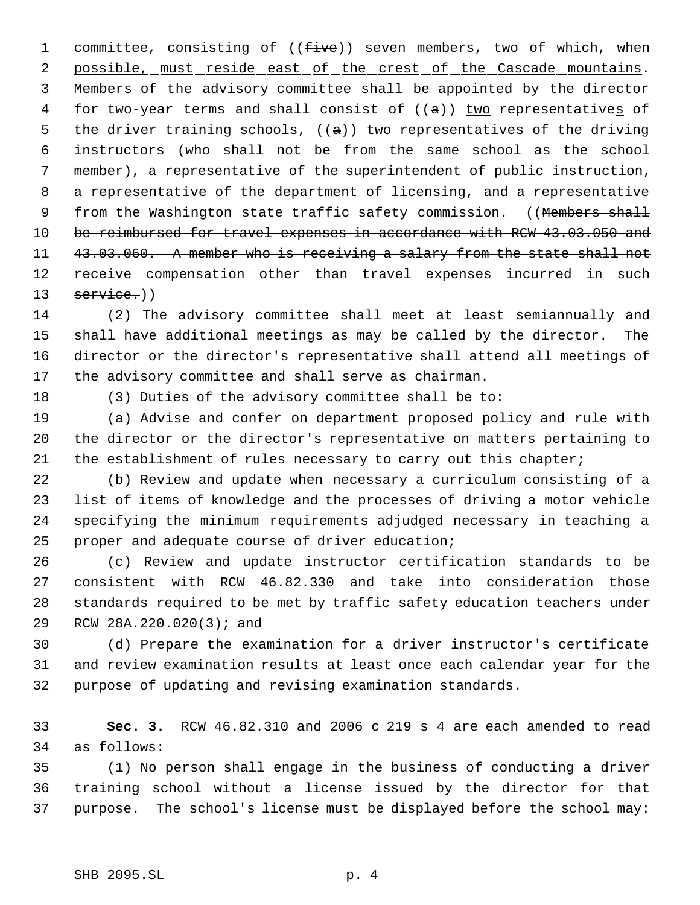committee, consisting of ((~~five~~)) <u>seven</u> members<u>, two of which, when possible, must reside east of the crest of the Cascade mountains</u>. Members of the advisory committee shall be appointed by the director for two-year terms and shall consist of ((~~a~~)) <u>two</u> representative<u>s</u> of the driver training schools, ((~~a~~)) <u>two</u> representative<u>s</u> of the driving instructors (who shall not be from the same school as the school member), a representative of the superintendent of public instruction, a representative of the department of licensing, and a representative from the Washington state traffic safety commission. ((~~Members shall be reimbursed for travel expenses in accordance with RCW 43.03.050 and 43.03.060. A member who is receiving a salary from the state shall not receive compensation other than travel expenses incurred in such service.~~))

(2) The advisory committee shall meet at least semiannually and shall have additional meetings as may be called by the director. The director or the director's representative shall attend all meetings of the advisory committee and shall serve as chairman.

(3) Duties of the advisory committee shall be to:

(a) Advise and confer <u>on department proposed policy and rule</u> with the director or the director's representative on matters pertaining to the establishment of rules necessary to carry out this chapter;

(b) Review and update when necessary a curriculum consisting of a list of items of knowledge and the processes of driving a motor vehicle specifying the minimum requirements adjudged necessary in teaching a proper and adequate course of driver education;

(c) Review and update instructor certification standards to be consistent with RCW 46.82.330 and take into consideration those standards required to be met by traffic safety education teachers under RCW 28A.220.020(3); and

(d) Prepare the examination for a driver instructor's certificate and review examination results at least once each calendar year for the purpose of updating and revising examination standards.

**Sec. 3.** RCW 46.82.310 and 2006 c 219 s 4 are each amended to read as follows:

(1) No person shall engage in the business of conducting a driver training school without a license issued by the director for that purpose. The school's license must be displayed before the school may: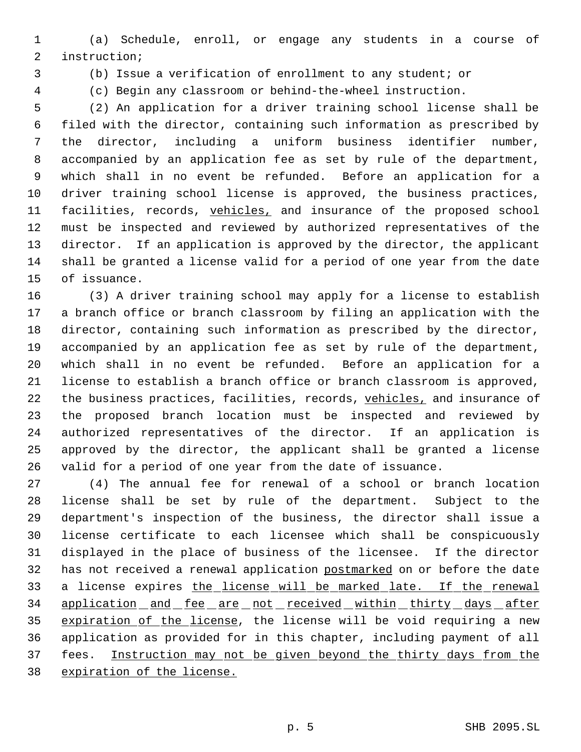(a) Schedule, enroll, or engage any students in a course of instruction;

(b) Issue a verification of enrollment to any student; or

(c) Begin any classroom or behind-the-wheel instruction.

(2) An application for a driver training school license shall be filed with the director, containing such information as prescribed by the director, including a uniform business identifier number, accompanied by an application fee as set by rule of the department, which shall in no event be refunded. Before an application for a driver training school license is approved, the business practices, facilities, records, <u>vehicles,</u> and insurance of the proposed school must be inspected and reviewed by authorized representatives of the director. If an application is approved by the director, the applicant shall be granted a license valid for a period of one year from the date of issuance.

(3) A driver training school may apply for a license to establish a branch office or branch classroom by filing an application with the director, containing such information as prescribed by the director, accompanied by an application fee as set by rule of the department, which shall in no event be refunded. Before an application for a license to establish a branch office or branch classroom is approved, the business practices, facilities, records, <u>vehicles,</u> and insurance of the proposed branch location must be inspected and reviewed by authorized representatives of the director. If an application is approved by the director, the applicant shall be granted a license valid for a period of one year from the date of issuance.

(4) The annual fee for renewal of a school or branch location license shall be set by rule of the department. Subject to the department's inspection of the business, the director shall issue a license certificate to each licensee which shall be conspicuously displayed in the place of business of the licensee. If the director has not received a renewal application <u>postmarked</u> on or before the date a license expires <u>the license will be marked late. If the renewal application and fee are not received within thirty days after expiration of the license</u>, the license will be void requiring a new application as provided for in this chapter, including payment of all fees. <u>Instruction may not be given beyond the thirty days from the expiration of the license.</u>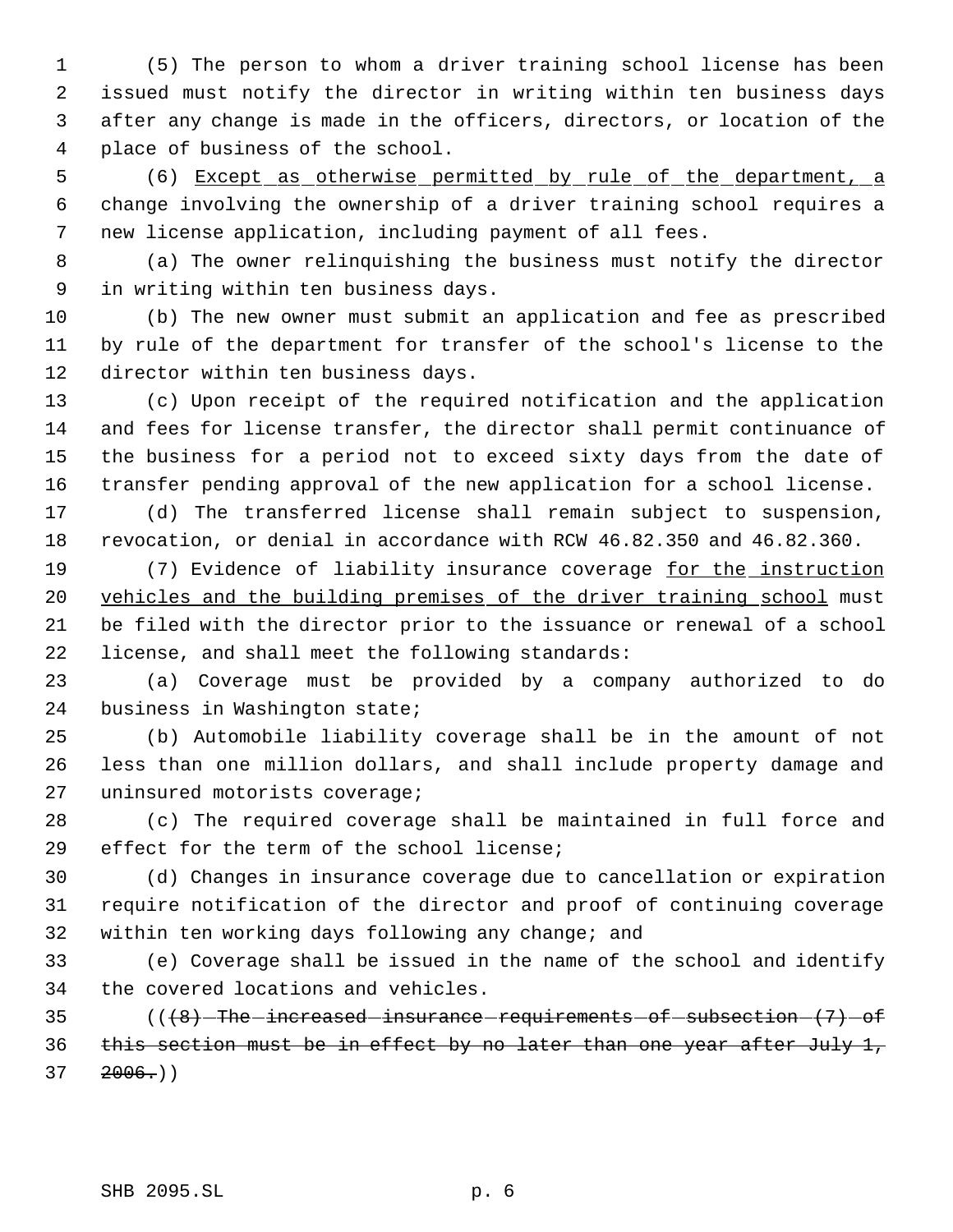(5) The person to whom a driver training school license has been issued must notify the director in writing within ten business days after any change is made in the officers, directors, or location of the place of business of the school.

(6) Except as otherwise permitted by rule of the department, a change involving the ownership of a driver training school requires a new license application, including payment of all fees.

(a) The owner relinquishing the business must notify the director in writing within ten business days.

(b) The new owner must submit an application and fee as prescribed by rule of the department for transfer of the school's license to the director within ten business days.

(c) Upon receipt of the required notification and the application and fees for license transfer, the director shall permit continuance of the business for a period not to exceed sixty days from the date of transfer pending approval of the new application for a school license.

(d) The transferred license shall remain subject to suspension, revocation, or denial in accordance with RCW 46.82.350 and 46.82.360.

(7) Evidence of liability insurance coverage for the instruction vehicles and the building premises of the driver training school must be filed with the director prior to the issuance or renewal of a school license, and shall meet the following standards:

(a) Coverage must be provided by a company authorized to do business in Washington state;

(b) Automobile liability coverage shall be in the amount of not less than one million dollars, and shall include property damage and uninsured motorists coverage;

(c) The required coverage shall be maintained in full force and effect for the term of the school license;

(d) Changes in insurance coverage due to cancellation or expiration require notification of the director and proof of continuing coverage within ten working days following any change; and

(e) Coverage shall be issued in the name of the school and identify the covered locations and vehicles.

((~~(8) The increased insurance requirements of subsection (7) of this section must be in effect by no later than one year after July 1, 2006.~~))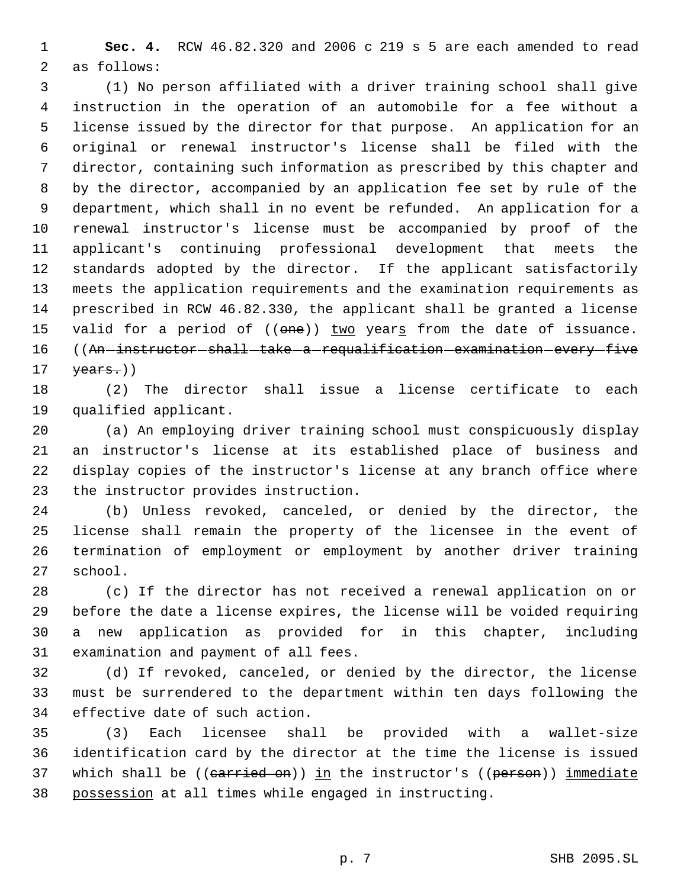**Sec. 4.** RCW 46.82.320 and 2006 c 219 s 5 are each amended to read as follows:

(1) No person affiliated with a driver training school shall give instruction in the operation of an automobile for a fee without a license issued by the director for that purpose. An application for an original or renewal instructor's license shall be filed with the director, containing such information as prescribed by this chapter and by the director, accompanied by an application fee set by rule of the department, which shall in no event be refunded. An application for a renewal instructor's license must be accompanied by proof of the applicant's continuing professional development that meets the standards adopted by the director. If the applicant satisfactorily meets the application requirements and the examination requirements as prescribed in RCW 46.82.330, the applicant shall be granted a license valid for a period of ((~~one~~)) <u>two</u> year<u>s</u> from the date of issuance. ((~~An instructor shall take a requalification examination every five years.~~))

(2) The director shall issue a license certificate to each qualified applicant.

(a) An employing driver training school must conspicuously display an instructor's license at its established place of business and display copies of the instructor's license at any branch office where the instructor provides instruction.

(b) Unless revoked, canceled, or denied by the director, the license shall remain the property of the licensee in the event of termination of employment or employment by another driver training school.

(c) If the director has not received a renewal application on or before the date a license expires, the license will be voided requiring a new application as provided for in this chapter, including examination and payment of all fees.

(d) If revoked, canceled, or denied by the director, the license must be surrendered to the department within ten days following the effective date of such action.

(3) Each licensee shall be provided with a wallet-size identification card by the director at the time the license is issued which shall be ((~~carried on~~)) <u>in</u> the instructor's ((~~person~~)) <u>immediate possession</u> at all times while engaged in instructing.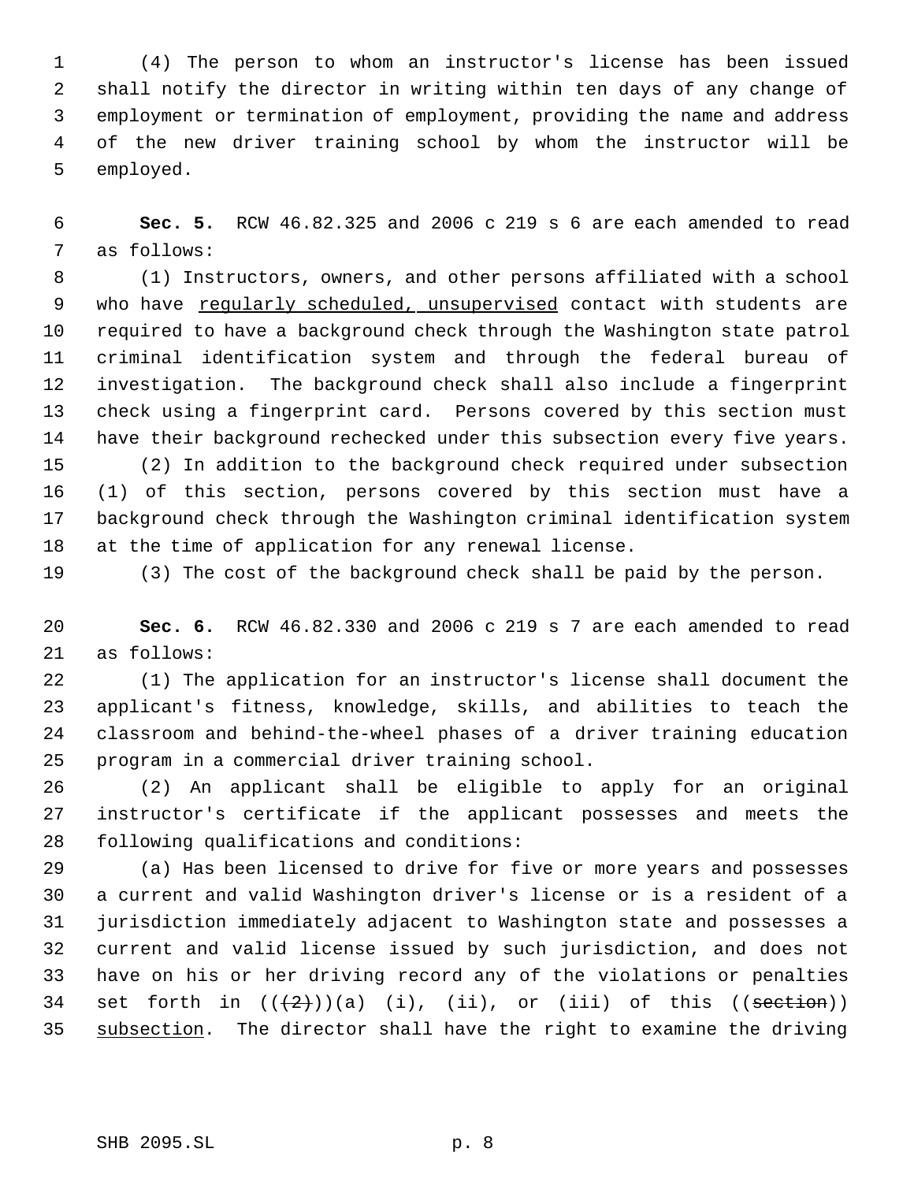(4) The person to whom an instructor's license has been issued shall notify the director in writing within ten days of any change of employment or termination of employment, providing the name and address of the new driver training school by whom the instructor will be employed.

**Sec. 5.** RCW 46.82.325 and 2006 c 219 s 6 are each amended to read as follows:

(1) Instructors, owners, and other persons affiliated with a school who have regularly scheduled, unsupervised contact with students are required to have a background check through the Washington state patrol criminal identification system and through the federal bureau of investigation. The background check shall also include a fingerprint check using a fingerprint card. Persons covered by this section must have their background rechecked under this subsection every five years.

(2) In addition to the background check required under subsection (1) of this section, persons covered by this section must have a background check through the Washington criminal identification system at the time of application for any renewal license.

(3) The cost of the background check shall be paid by the person.

**Sec. 6.** RCW 46.82.330 and 2006 c 219 s 7 are each amended to read as follows:

(1) The application for an instructor's license shall document the applicant's fitness, knowledge, skills, and abilities to teach the classroom and behind-the-wheel phases of a driver training education program in a commercial driver training school.

(2) An applicant shall be eligible to apply for an original instructor's certificate if the applicant possesses and meets the following qualifications and conditions:

(a) Has been licensed to drive for five or more years and possesses a current and valid Washington driver's license or is a resident of a jurisdiction immediately adjacent to Washington state and possesses a current and valid license issued by such jurisdiction, and does not have on his or her driving record any of the violations or penalties set forth in ((~~(2)~~))(a) (i), (ii), or (iii) of this ((~~section~~)) subsection. The director shall have the right to examine the driving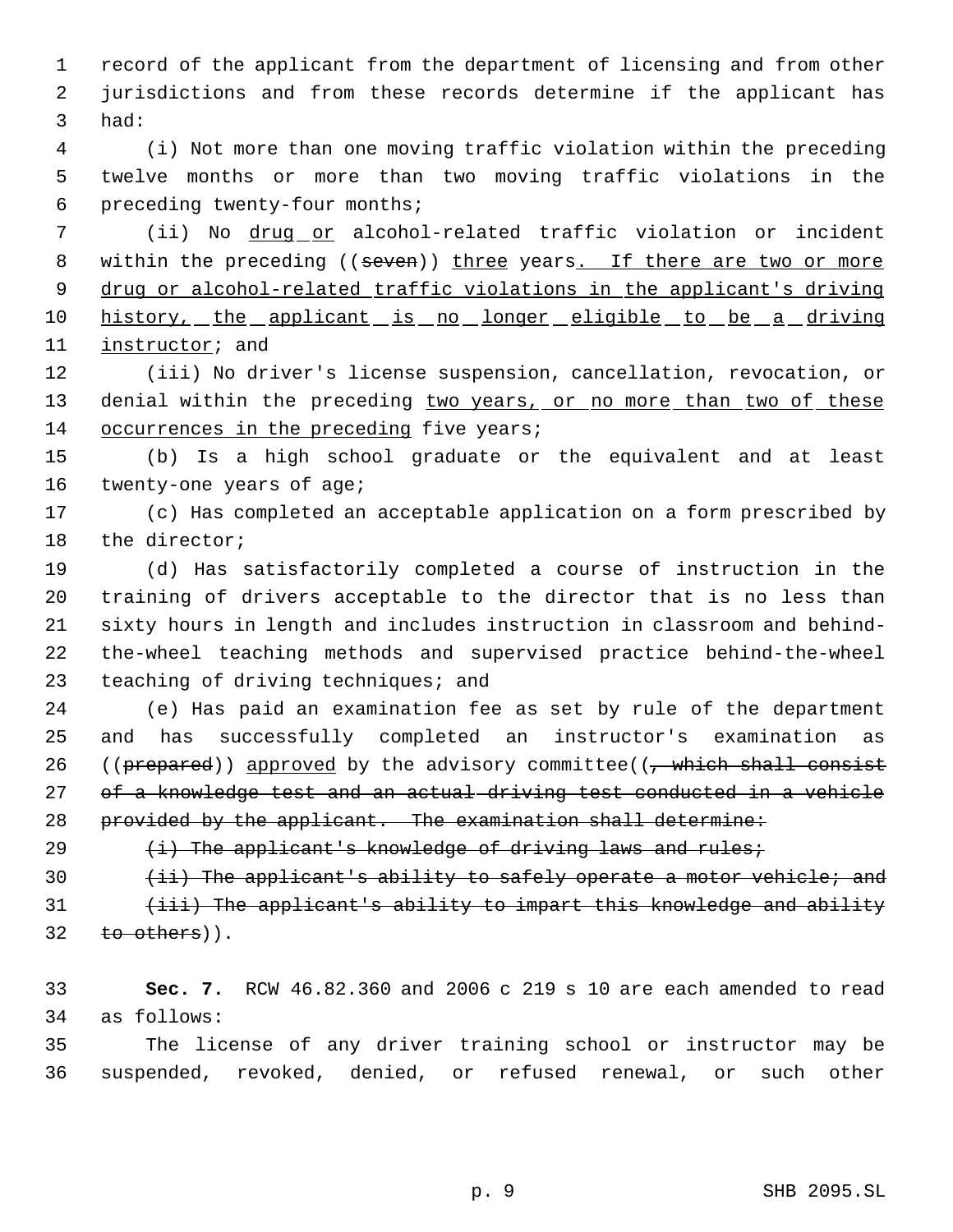record of the applicant from the department of licensing and from other jurisdictions and from these records determine if the applicant has had:

(i) Not more than one moving traffic violation within the preceding twelve months or more than two moving traffic violations in the preceding twenty-four months;

(ii) No drug or alcohol-related traffic violation or incident within the preceding ((~~seven~~)) three years. If there are two or more drug or alcohol-related traffic violations in the applicant's driving history, the applicant is no longer eligible to be a driving instructor; and

(iii) No driver's license suspension, cancellation, revocation, or denial within the preceding two years, or no more than two of these occurrences in the preceding five years;

(b) Is a high school graduate or the equivalent and at least twenty-one years of age;

(c) Has completed an acceptable application on a form prescribed by the director;

(d) Has satisfactorily completed a course of instruction in the training of drivers acceptable to the director that is no less than sixty hours in length and includes instruction in classroom and behind-the-wheel teaching methods and supervised practice behind-the-wheel teaching of driving techniques; and

(e) Has paid an examination fee as set by rule of the department and has successfully completed an instructor's examination as ((~~prepared~~)) approved by the advisory committee((~~, which shall consist of a knowledge test and an actual driving test conducted in a vehicle provided by the applicant. The examination shall determine:~~

~~(i) The applicant's knowledge of driving laws and rules;~~

~~(ii) The applicant's ability to safely operate a motor vehicle; and~~

~~(iii) The applicant's ability to impart this knowledge and ability to others~~)).

**Sec. 7.** RCW 46.82.360 and 2006 c 219 s 10 are each amended to read as follows:

The license of any driver training school or instructor may be suspended, revoked, denied, or refused renewal, or such other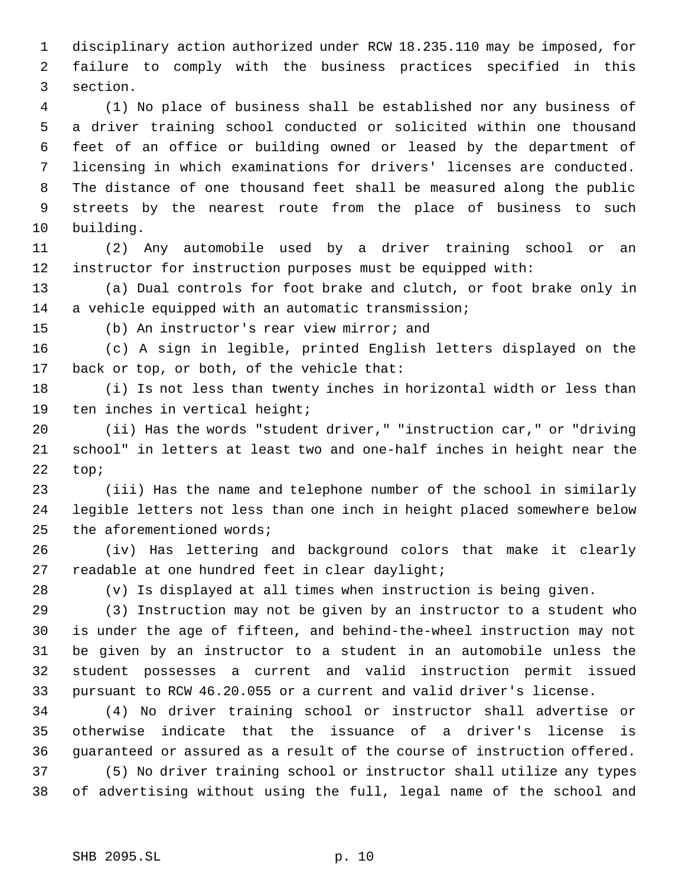disciplinary action authorized under RCW 18.235.110 may be imposed, for failure to comply with the business practices specified in this section.

(1) No place of business shall be established nor any business of a driver training school conducted or solicited within one thousand feet of an office or building owned or leased by the department of licensing in which examinations for drivers' licenses are conducted. The distance of one thousand feet shall be measured along the public streets by the nearest route from the place of business to such building.

(2) Any automobile used by a driver training school or an instructor for instruction purposes must be equipped with:

(a) Dual controls for foot brake and clutch, or foot brake only in a vehicle equipped with an automatic transmission;

(b) An instructor's rear view mirror; and

(c) A sign in legible, printed English letters displayed on the back or top, or both, of the vehicle that:

(i) Is not less than twenty inches in horizontal width or less than ten inches in vertical height;

(ii) Has the words "student driver," "instruction car," or "driving school" in letters at least two and one-half inches in height near the top;

(iii) Has the name and telephone number of the school in similarly legible letters not less than one inch in height placed somewhere below the aforementioned words;

(iv) Has lettering and background colors that make it clearly readable at one hundred feet in clear daylight;

(v) Is displayed at all times when instruction is being given.

(3) Instruction may not be given by an instructor to a student who is under the age of fifteen, and behind-the-wheel instruction may not be given by an instructor to a student in an automobile unless the student possesses a current and valid instruction permit issued pursuant to RCW 46.20.055 or a current and valid driver's license.

(4) No driver training school or instructor shall advertise or otherwise indicate that the issuance of a driver's license is guaranteed or assured as a result of the course of instruction offered.

(5) No driver training school or instructor shall utilize any types of advertising without using the full, legal name of the school and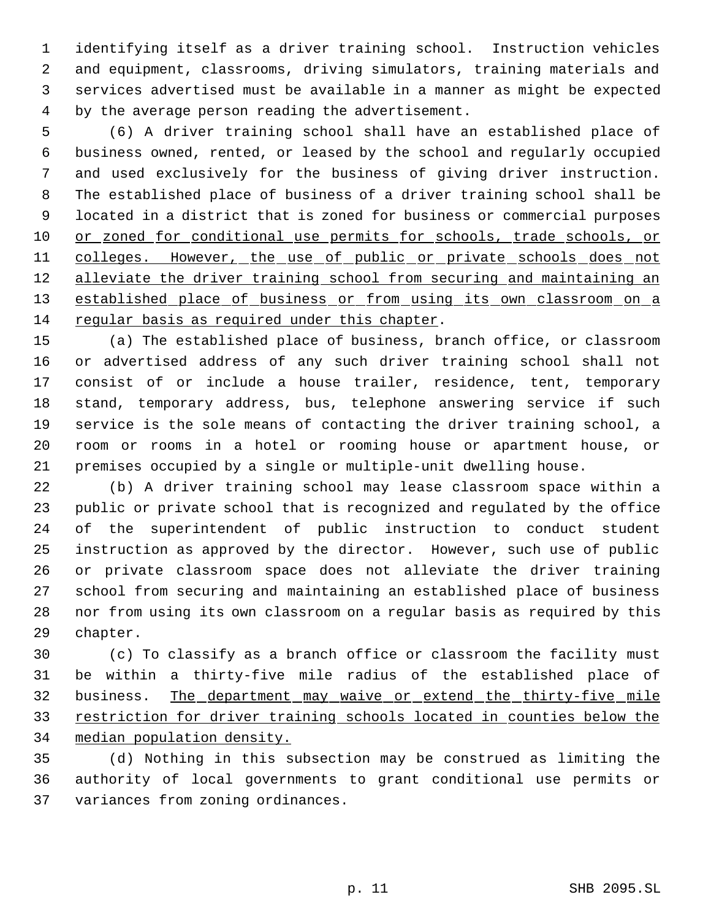identifying itself as a driver training school. Instruction vehicles and equipment, classrooms, driving simulators, training materials and services advertised must be available in a manner as might be expected by the average person reading the advertisement.

(6) A driver training school shall have an established place of business owned, rented, or leased by the school and regularly occupied and used exclusively for the business of giving driver instruction. The established place of business of a driver training school shall be located in a district that is zoned for business or commercial purposes <u>or zoned for conditional use permits for schools, trade schools, or colleges. However, the use of public or private schools does not alleviate the driver training school from securing and maintaining an established place of business or from using its own classroom on a regular basis as required under this chapter</u>.

(a) The established place of business, branch office, or classroom or advertised address of any such driver training school shall not consist of or include a house trailer, residence, tent, temporary stand, temporary address, bus, telephone answering service if such service is the sole means of contacting the driver training school, a room or rooms in a hotel or rooming house or apartment house, or premises occupied by a single or multiple-unit dwelling house.

(b) A driver training school may lease classroom space within a public or private school that is recognized and regulated by the office of the superintendent of public instruction to conduct student instruction as approved by the director. However, such use of public or private classroom space does not alleviate the driver training school from securing and maintaining an established place of business nor from using its own classroom on a regular basis as required by this chapter.

(c) To classify as a branch office or classroom the facility must be within a thirty-five mile radius of the established place of business. <u>The department may waive or extend the thirty-five mile restriction for driver training schools located in counties below the median population density.</u>

(d) Nothing in this subsection may be construed as limiting the authority of local governments to grant conditional use permits or variances from zoning ordinances.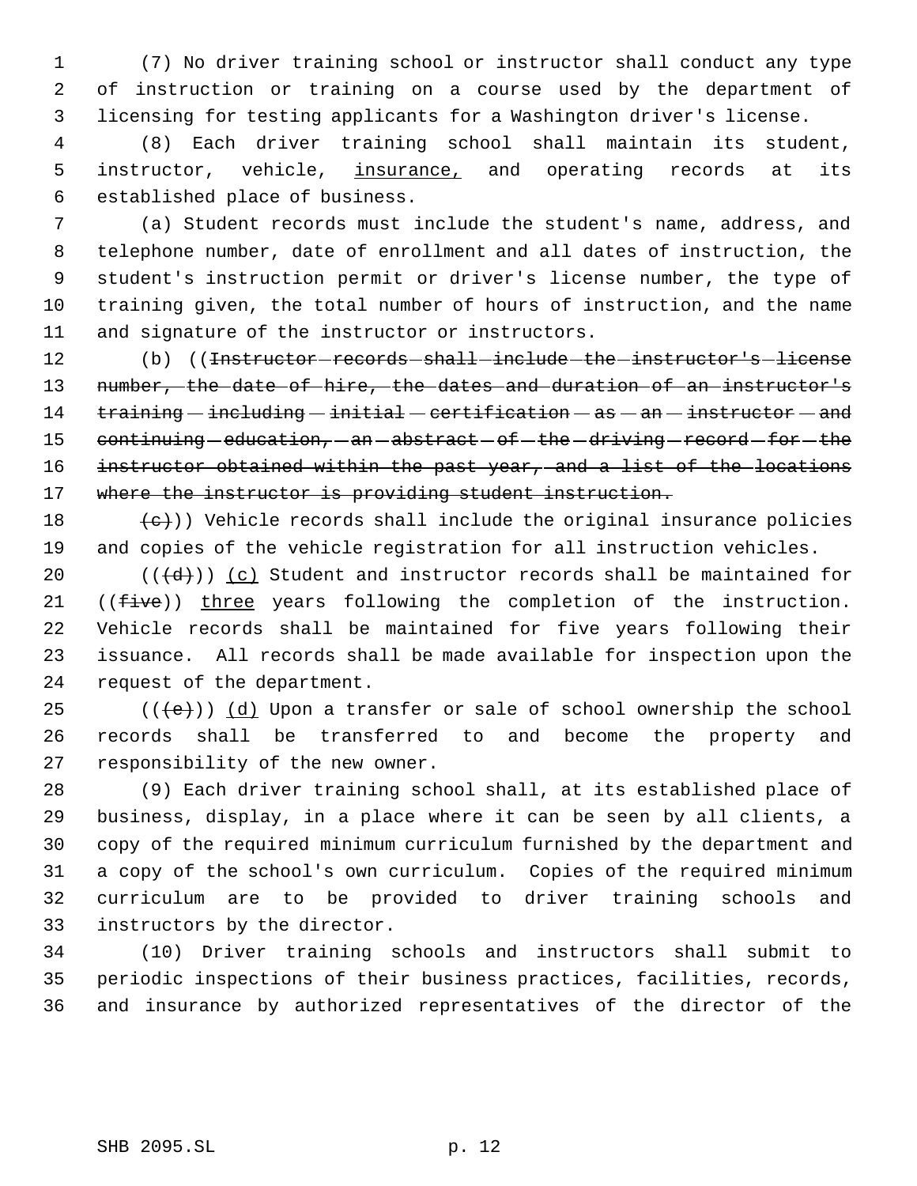(7) No driver training school or instructor shall conduct any type of instruction or training on a course used by the department of licensing for testing applicants for a Washington driver's license.

(8) Each driver training school shall maintain its student, instructor, vehicle, insurance, and operating records at its established place of business.

(a) Student records must include the student's name, address, and telephone number, date of enrollment and all dates of instruction, the student's instruction permit or driver's license number, the type of training given, the total number of hours of instruction, and the name and signature of the instructor or instructors.

(b) ((~~Instructor records shall include the instructor's license number, the date of hire, the dates and duration of an instructor's training including initial certification as an instructor and continuing education, an abstract of the driving record for the instructor obtained within the past year, and a list of the locations where the instructor is providing student instruction.~~

~~(c)~~)) Vehicle records shall include the original insurance policies and copies of the vehicle registration for all instruction vehicles.

((~~(d)~~)) (c) Student and instructor records shall be maintained for ((~~five~~)) three years following the completion of the instruction. Vehicle records shall be maintained for five years following their issuance. All records shall be made available for inspection upon the request of the department.

((~~(e)~~)) (d) Upon a transfer or sale of school ownership the school records shall be transferred to and become the property and responsibility of the new owner.

(9) Each driver training school shall, at its established place of business, display, in a place where it can be seen by all clients, a copy of the required minimum curriculum furnished by the department and a copy of the school's own curriculum. Copies of the required minimum curriculum are to be provided to driver training schools and instructors by the director.

(10) Driver training schools and instructors shall submit to periodic inspections of their business practices, facilities, records, and insurance by authorized representatives of the director of the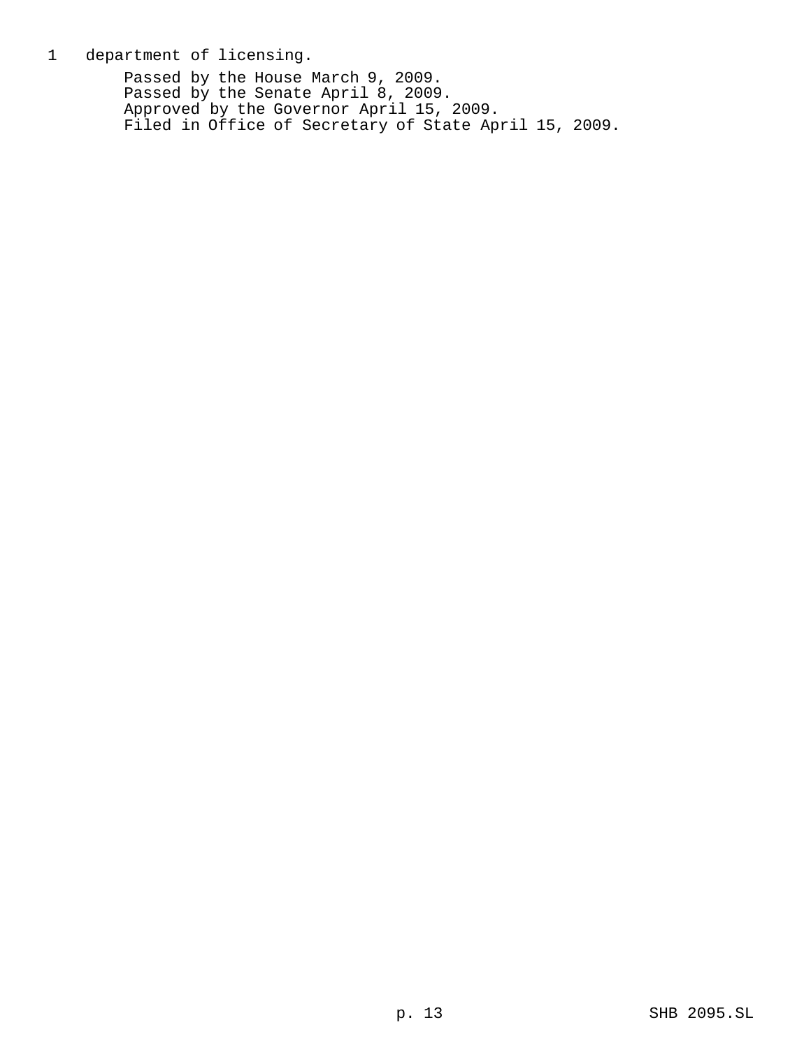department of licensing.

Passed by the House March 9, 2009.
Passed by the Senate April 8, 2009.
Approved by the Governor April 15, 2009.
Filed in Office of Secretary of State April 15, 2009.